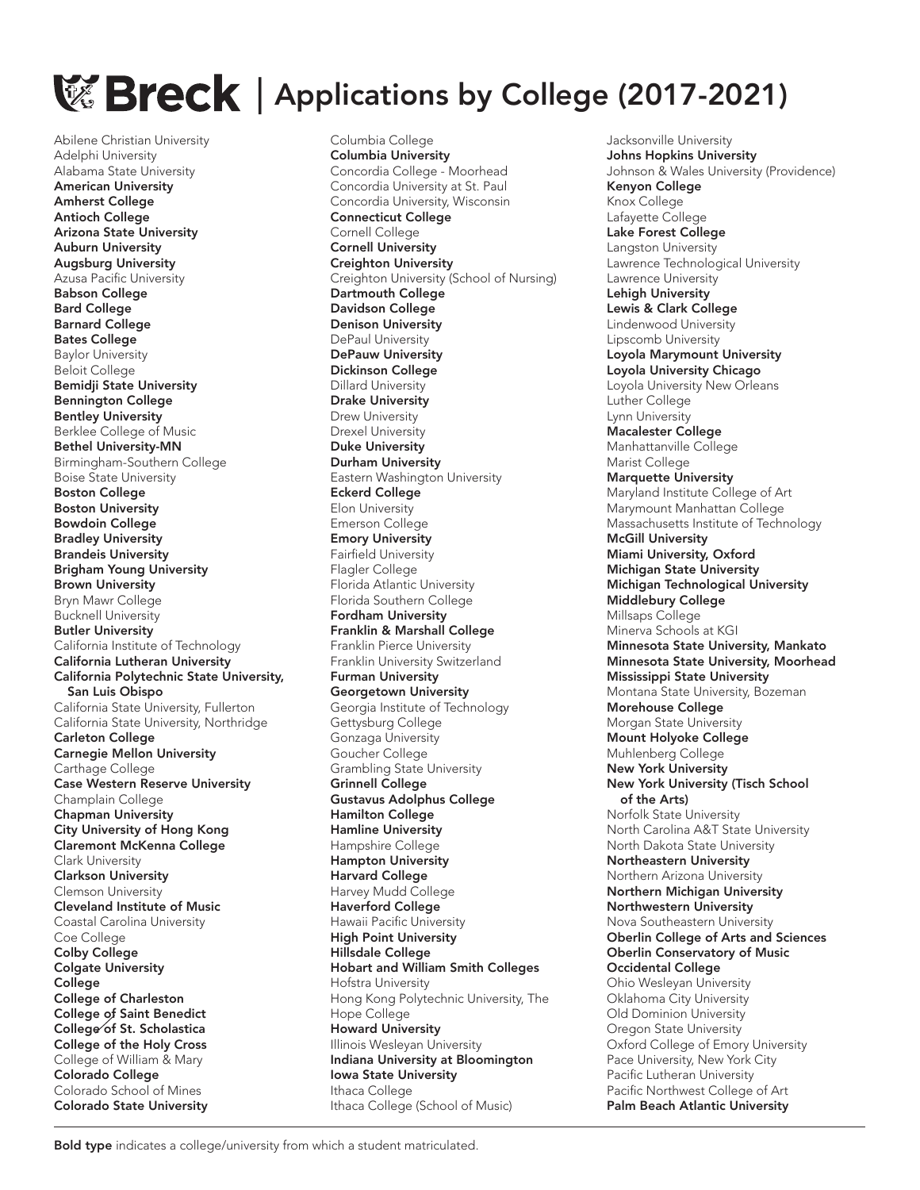# Breck | Applications by College (2017-2021)

Abilene Christian University
Adelphi University
Alabama State University
**American University**
**Amherst College**
**Antioch College**
**Arizona State University**
**Auburn University**
**Augsburg University**
Azusa Pacific University
**Babson College**
**Bard College**
**Barnard College**
**Bates College**
Baylor University
Beloit College
**Bemidji State University**
**Bennington College**
**Bentley University**
Berklee College of Music
**Bethel University-MN**
Birmingham-Southern College
Boise State University
**Boston College**
**Boston University**
**Bowdoin College**
**Bradley University**
**Brandeis University**
**Brigham Young University**
**Brown University**
Bryn Mawr College
Bucknell University
**Butler University**
California Institute of Technology
**California Lutheran University**
**California Polytechnic State University, San Luis Obispo**
California State University, Fullerton
California State University, Northridge
**Carleton College**
**Carnegie Mellon University**
Carthage College
**Case Western Reserve University**
Champlain College
**Chapman University**
**City University of Hong Kong**
**Claremont McKenna College**
Clark University
**Clarkson University**
Clemson University
**Cleveland Institute of Music**
Coastal Carolina University
Coe College
**Colby College**
**Colgate University**
**College**
**College of Charleston**
**College of Saint Benedict**
**College of St. Scholastica**
**College of the Holy Cross**
College of William & Mary
**Colorado College**
Colorado School of Mines
**Colorado State University**
Columbia College
**Columbia University**
Concordia College - Moorhead
Concordia University at St. Paul
Concordia University, Wisconsin
**Connecticut College**
Cornell College
**Cornell University**
**Creighton University**
Creighton University (School of Nursing)
**Dartmouth College**
**Davidson College**
**Denison University**
DePaul University
**DePauw University**
**Dickinson College**
Dillard University
**Drake University**
Drew University
Drexel University
**Duke University**
**Durham University**
Eastern Washington University
**Eckerd College**
Elon University
Emerson College
**Emory University**
Fairfield University
Flagler College
Florida Atlantic University
Florida Southern College
**Fordham University**
**Franklin & Marshall College**
Franklin Pierce University
Franklin University Switzerland
**Furman University**
**Georgetown University**
Georgia Institute of Technology
Gettysburg College
Gonzaga University
Goucher College
Grambling State University
**Grinnell College**
**Gustavus Adolphus College**
**Hamilton College**
**Hamline University**
Hampshire College
**Hampton University**
**Harvard College**
Harvey Mudd College
**Haverford College**
Hawaii Pacific University
**High Point University**
**Hillsdale College**
**Hobart and William Smith Colleges**
Hofstra University
Hong Kong Polytechnic University, The
Hope College
**Howard University**
Illinois Wesleyan University
**Indiana University at Bloomington**
**Iowa State University**
Ithaca College
Ithaca College (School of Music)
Jacksonville University
**Johns Hopkins University**
Johnson & Wales University (Providence)
**Kenyon College**
Knox College
Lafayette College
**Lake Forest College**
Langston University
Lawrence Technological University
Lawrence University
**Lehigh University**
**Lewis & Clark College**
Lindenwood University
Lipscomb University
**Loyola Marymount University**
**Loyola University Chicago**
Loyola University New Orleans
Luther College
Lynn University
**Macalester College**
Manhattanville College
Marist College
**Marquette University**
Maryland Institute College of Art
Marymount Manhattan College
Massachusetts Institute of Technology
**McGill University**
**Miami University, Oxford**
**Michigan State University**
**Michigan Technological University**
**Middlebury College**
Millsaps College
Minerva Schools at KGI
**Minnesota State University, Mankato**
**Minnesota State University, Moorhead**
**Mississippi State University**
Montana State University, Bozeman
**Morehouse College**
Morgan State University
**Mount Holyoke College**
Muhlenberg College
**New York University**
**New York University (Tisch School of the Arts)**
Norfolk State University
North Carolina A&T State University
North Dakota State University
**Northeastern University**
Northern Arizona University
**Northern Michigan University**
**Northwestern University**
Nova Southeastern University
**Oberlin College of Arts and Sciences**
**Oberlin Conservatory of Music**
**Occidental College**
Ohio Wesleyan University
Oklahoma City University
Old Dominion University
Oregon State University
Oxford College of Emory University
Pace University, New York City
Pacific Lutheran University
Pacific Northwest College of Art
**Palm Beach Atlantic University**

**Bold type** indicates a college/university from which a student matriculated.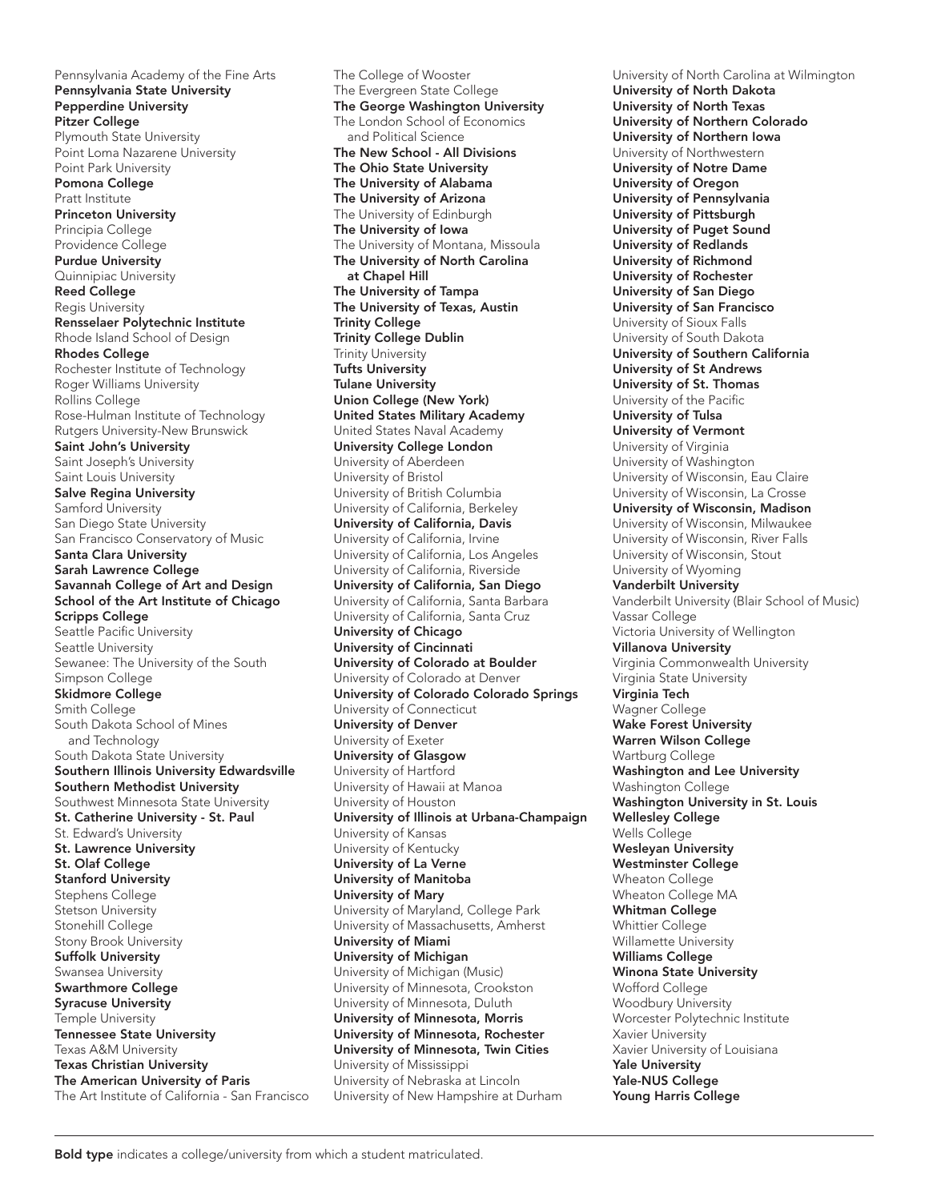Pennsylvania Academy of the Fine Arts
**Pennsylvania State University**
**Pepperdine University**
**Pitzer College**
Plymouth State University
Point Loma Nazarene University
Point Park University
**Pomona College**
Pratt Institute
**Princeton University**
Principia College
Providence College
**Purdue University**
Quinnipiac University
**Reed College**
Regis University
**Rensselaer Polytechnic Institute**
Rhode Island School of Design
**Rhodes College**
Rochester Institute of Technology
Roger Williams University
Rollins College
Rose-Hulman Institute of Technology
Rutgers University-New Brunswick
**Saint John's University**
Saint Joseph's University
Saint Louis University
**Salve Regina University**
Samford University
San Diego State University
San Francisco Conservatory of Music
**Santa Clara University**
**Sarah Lawrence College**
**Savannah College of Art and Design**
**School of the Art Institute of Chicago**
**Scripps College**
Seattle Pacific University
Seattle University
Sewanee: The University of the South
Simpson College
**Skidmore College**
Smith College
South Dakota School of Mines and Technology
South Dakota State University
**Southern Illinois University Edwardsville**
**Southern Methodist University**
Southwest Minnesota State University
**St. Catherine University - St. Paul**
St. Edward's University
**St. Lawrence University**
**St. Olaf College**
**Stanford University**
Stephens College
Stetson University
Stonehill College
Stony Brook University
**Suffolk University**
Swansea University
**Swarthmore College**
**Syracuse University**
Temple University
**Tennessee State University**
Texas A&M University
**Texas Christian University**
**The American University of Paris**
The Art Institute of California - San Francisco
The College of Wooster
The Evergreen State College
**The George Washington University**
The London School of Economics and Political Science
**The New School - All Divisions**
**The Ohio State University**
**The University of Alabama**
**The University of Arizona**
The University of Edinburgh
**The University of Iowa**
The University of Montana, Missoula
**The University of North Carolina at Chapel Hill**
**The University of Tampa**
**The University of Texas, Austin**
**Trinity College**
**Trinity College Dublin**
Trinity University
**Tufts University**
**Tulane University**
**Union College (New York)**
**United States Military Academy**
United States Naval Academy
**University College London**
University of Aberdeen
University of Bristol
University of British Columbia
University of California, Berkeley
**University of California, Davis**
University of California, Irvine
University of California, Los Angeles
University of California, Riverside
**University of California, San Diego**
University of California, Santa Barbara
University of California, Santa Cruz
**University of Chicago**
**University of Cincinnati**
**University of Colorado at Boulder**
University of Colorado at Denver
**University of Colorado Colorado Springs**
University of Connecticut
**University of Denver**
University of Exeter
**University of Glasgow**
University of Hartford
University of Hawaii at Manoa
University of Houston
**University of Illinois at Urbana-Champaign**
University of Kansas
University of Kentucky
**University of La Verne**
**University of Manitoba**
**University of Mary**
University of Maryland, College Park
University of Massachusetts, Amherst
**University of Miami**
**University of Michigan**
University of Michigan (Music)
University of Minnesota, Crookston
University of Minnesota, Duluth
**University of Minnesota, Morris**
**University of Minnesota, Rochester**
**University of Minnesota, Twin Cities**
University of Mississippi
University of Nebraska at Lincoln
University of New Hampshire at Durham
University of North Carolina at Wilmington
**University of North Dakota**
**University of North Texas**
**University of Northern Colorado**
**University of Northern Iowa**
University of Northwestern
**University of Notre Dame**
**University of Oregon**
**University of Pennsylvania**
**University of Pittsburgh**
**University of Puget Sound**
**University of Redlands**
**University of Richmond**
**University of Rochester**
**University of San Diego**
**University of San Francisco**
University of Sioux Falls
University of South Dakota
**University of Southern California**
**University of St Andrews**
**University of St. Thomas**
University of the Pacific
**University of Tulsa**
**University of Vermont**
University of Virginia
University of Washington
University of Wisconsin, Eau Claire
University of Wisconsin, La Crosse
**University of Wisconsin, Madison**
University of Wisconsin, Milwaukee
University of Wisconsin, River Falls
University of Wisconsin, Stout
University of Wyoming
**Vanderbilt University**
Vanderbilt University (Blair School of Music)
Vassar College
Victoria University of Wellington
**Villanova University**
Virginia Commonwealth University
Virginia State University
**Virginia Tech**
Wagner College
**Wake Forest University**
**Warren Wilson College**
Wartburg College
**Washington and Lee University**
Washington College
**Washington University in St. Louis**
**Wellesley College**
Wells College
**Wesleyan University**
**Westminster College**
Wheaton College
Wheaton College MA
**Whitman College**
Whittier College
Willamette University
**Williams College**
**Winona State University**
Wofford College
Woodbury University
Worcester Polytechnic Institute
Xavier University
Xavier University of Louisiana
**Yale University**
**Yale-NUS College**
**Young Harris College**

**Bold type** indicates a college/university from which a student matriculated.